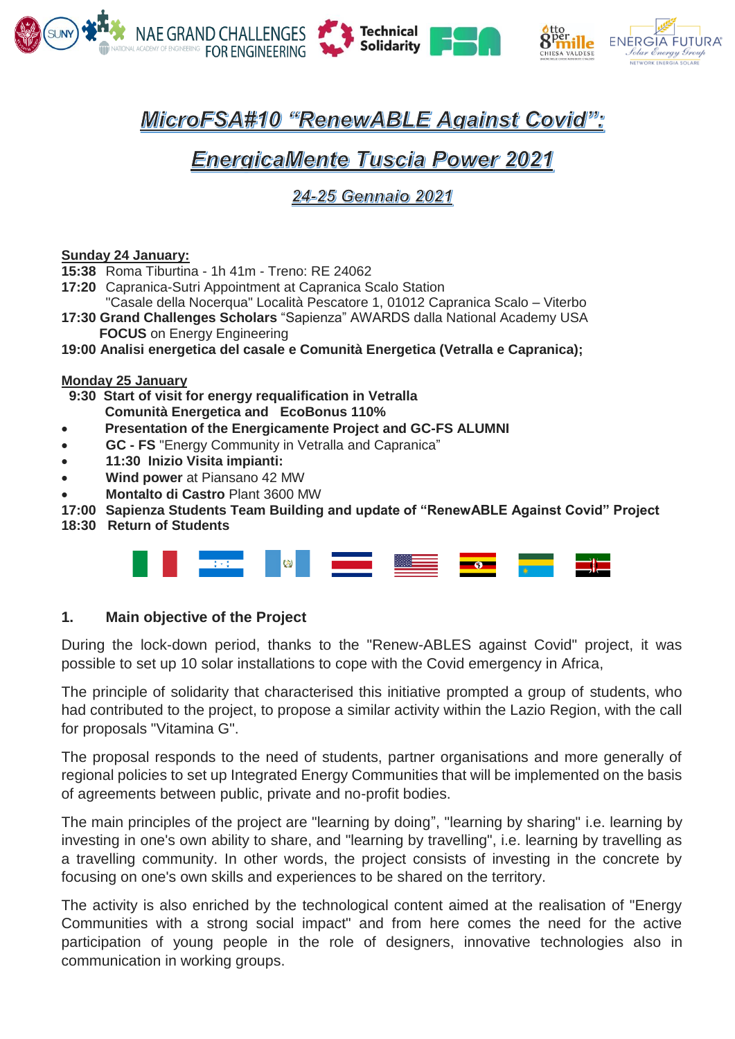# MicroFSA#10 "RenewABLE Against Covid":

# EnergicaMente Tuscia Power 2021

## 24-25 Gennaio 2021

**Sunday 24 January:**

**15:38** Roma Tiburtina - 1h 41m - Treno: RE 24062
**17:20** Capranica-Sutri Appointment at Capranica Scalo Station
"Casale della Nocerqua" Località Pescatore 1, 01012 Capranica Scalo – Viterbo
**17:30 Grand Challenges Scholars** "Sapienza" AWARDS dalla National Academy USA
**FOCUS** on Energy Engineering
**19:00 Analisi energetica del casale e Comunità Energetica (Vetralla e Capranica);**

**Monday 25 January**

**9:30 Start of visit for energy requalification in Vetralla**
**Comunità Energetica and EcoBonus 110%**

- **Presentation of the Energicamente Project and GC-FS ALUMNI**
- **GC - FS** "Energy Community in Vetralla and Capranica"
- **11:30 Inizio Visita impianti:**
- **Wind power** at Piansano 42 MW
- **Montalto di Castro** Plant 3600 MW

**17:00 Sapienza Students Team Building and update of "RenewABLE Against Covid" Project**
**18:30 Return of Students**

## 1. Main objective of the Project

During the lock-down period, thanks to the "Renew-ABLES against Covid" project, it was possible to set up 10 solar installations to cope with the Covid emergency in Africa,

The principle of solidarity that characterised this initiative prompted a group of students, who had contributed to the project, to propose a similar activity within the Lazio Region, with the call for proposals "Vitamina G".

The proposal responds to the need of students, partner organisations and more generally of regional policies to set up Integrated Energy Communities that will be implemented on the basis of agreements between public, private and no-profit bodies.

The main principles of the project are "learning by doing", "learning by sharing" i.e. learning by investing in one's own ability to share, and "learning by travelling", i.e. learning by travelling as a travelling community. In other words, the project consists of investing in the concrete by focusing on one's own skills and experiences to be shared on the territory.

The activity is also enriched by the technological content aimed at the realisation of "Energy Communities with a strong social impact" and from here comes the need for the active participation of young people in the role of designers, innovative technologies also in communication in working groups.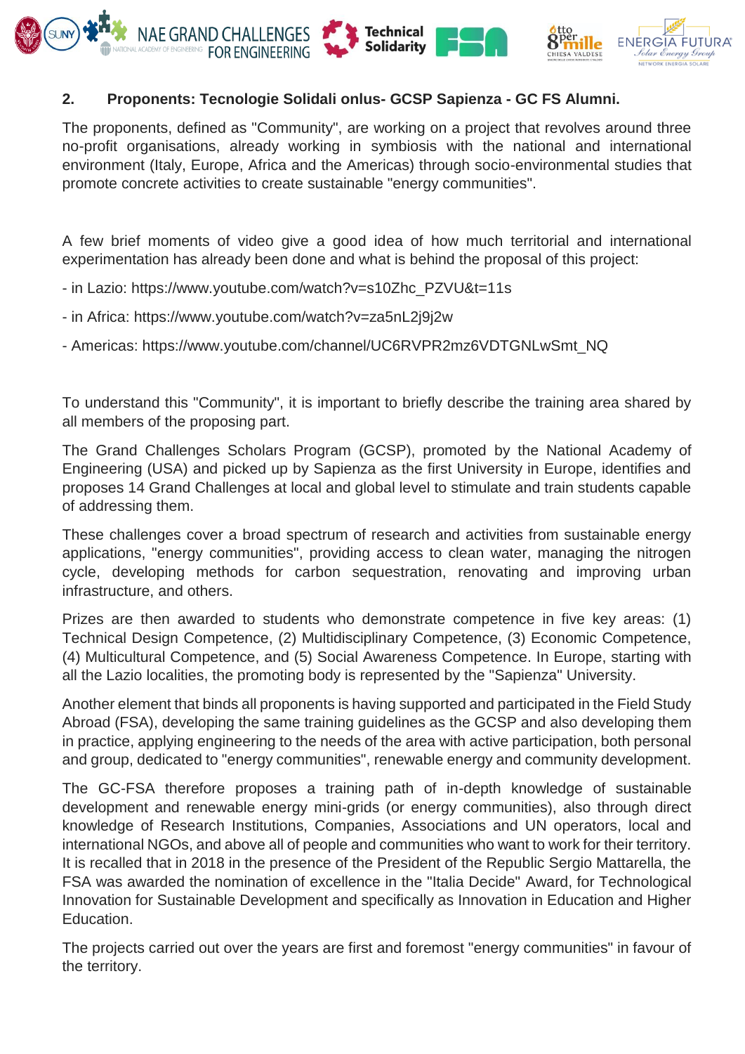## 2. Proponents: Tecnologie Solidali onlus- GCSP Sapienza - GC FS Alumni.

The proponents, defined as "Community", are working on a project that revolves around three no-profit organisations, already working in symbiosis with the national and international environment (Italy, Europe, Africa and the Americas) through socio-environmental studies that promote concrete activities to create sustainable "energy communities".

A few brief moments of video give a good idea of how much territorial and international experimentation has already been done and what is behind the proposal of this project:

- in Lazio: https://www.youtube.com/watch?v=s10Zhc_PZVU&t=11s
- in Africa: https://www.youtube.com/watch?v=za5nL2j9j2w
- Americas: https://www.youtube.com/channel/UC6RVPR2mz6VDTGNLwSmt_NQ

To understand this "Community", it is important to briefly describe the training area shared by all members of the proposing part.

The Grand Challenges Scholars Program (GCSP), promoted by the National Academy of Engineering (USA) and picked up by Sapienza as the first University in Europe, identifies and proposes 14 Grand Challenges at local and global level to stimulate and train students capable of addressing them.

These challenges cover a broad spectrum of research and activities from sustainable energy applications, "energy communities", providing access to clean water, managing the nitrogen cycle, developing methods for carbon sequestration, renovating and improving urban infrastructure, and others.

Prizes are then awarded to students who demonstrate competence in five key areas: (1) Technical Design Competence, (2) Multidisciplinary Competence, (3) Economic Competence, (4) Multicultural Competence, and (5) Social Awareness Competence. In Europe, starting with all the Lazio localities, the promoting body is represented by the "Sapienza" University.

Another element that binds all proponents is having supported and participated in the Field Study Abroad (FSA), developing the same training guidelines as the GCSP and also developing them in practice, applying engineering to the needs of the area with active participation, both personal and group, dedicated to "energy communities", renewable energy and community development.

The GC-FSA therefore proposes a training path of in-depth knowledge of sustainable development and renewable energy mini-grids (or energy communities), also through direct knowledge of Research Institutions, Companies, Associations and UN operators, local and international NGOs, and above all of people and communities who want to work for their territory. It is recalled that in 2018 in the presence of the President of the Republic Sergio Mattarella, the FSA was awarded the nomination of excellence in the "Italia Decide" Award, for Technological Innovation for Sustainable Development and specifically as Innovation in Education and Higher Education.

The projects carried out over the years are first and foremost "energy communities" in favour of the territory.